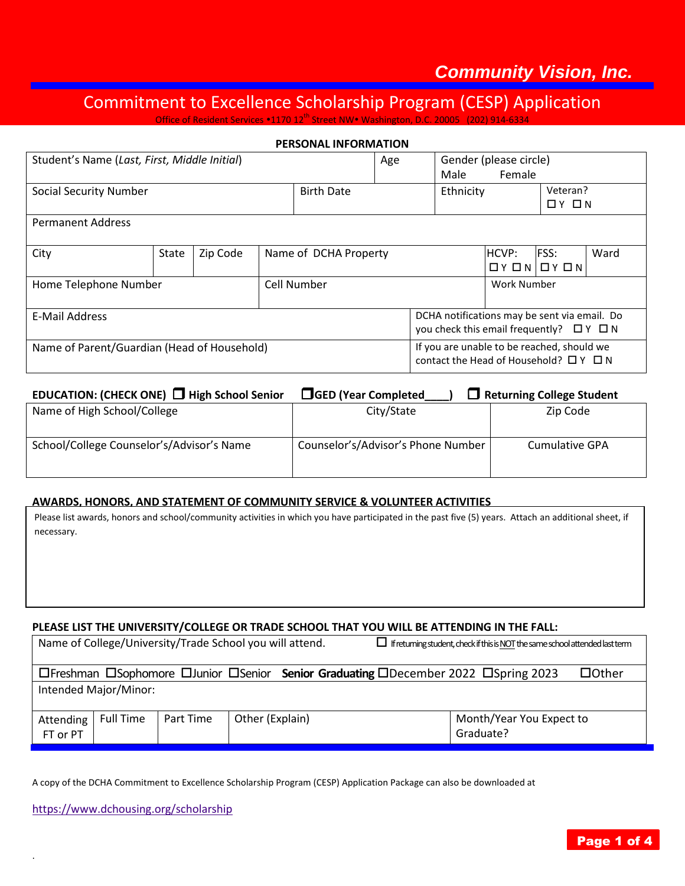**Community Vision, Inc.**

# Commitment to Excellence Scholarship Program (CESP) Application

Office of Resident Services •1170 12th Street NW• Washington, D.C. 20005 (202) 914-6334

## PERSONAL INFORMATION

| Student's Name (*Last, First, Middle Initial*) | | | | Age | Gender (please circle) Male Female | |
|---|---|---|---|---|---|---|
| Social Security Number | | | Birth Date | | Ethnicity | Veteran? ☐ Y ☐ N |
| Permanent Address | | | | | | |
| City | State | Zip Code | Name of DCHA Property | HCVP: ☐ Y ☐ N | FSS: ☐ Y ☐ N | Ward |
| Home Telephone Number | | | Cell Number | | Work Number | |
| E-Mail Address | | | | DCHA notifications may be sent via email. Do you check this email frequently? ☐ Y ☐ N | | |
| Name of Parent/Guardian (Head of Household) | | | | If you are unable to be reached, should we contact the Head of Household? ☐ Y ☐ N | | |

**EDUCATION: (CHECK ONE)** ☐ **High School Senior** ☐ **GED (Year Completed____)** ☐ **Returning College Student**

| Name of High School/College | City/State | Zip Code |
|---|---|---|
| School/College Counselor's/Advisor's Name | Counselor's/Advisor's Phone Number | Cumulative GPA |

**AWARDS, HONORS, AND STATEMENT OF COMMUNITY SERVICE & VOLUNTEER ACTIVITIES**

Please list awards, honors and school/community activities in which you have participated in the past five (5) years. Attach an additional sheet, if necessary.

**PLEASE LIST THE UNIVERSITY/COLLEGE OR TRADE SCHOOL THAT YOU WILL BE ATTENDING IN THE FALL:**

| Name of College/University/Trade School you will attend. | | | | ☐ If returning student, check if this is NOT the same school attended last term |
|---|---|---|---|---|
| ☐Freshman ☐Sophomore ☐Junior ☐Senior **Senior Graduating** ☐December 2022 ☐Spring 2023 ☐Other | | | | |
| Intended Major/Minor: | | | | |
| Attending FT or PT | Full Time | Part Time | Other (Explain) | Month/Year You Expect to Graduate? |

A copy of the DCHA Commitment to Excellence Scholarship Program (CESP) Application Package can also be downloaded at

https://www.dchousing.org/scholarship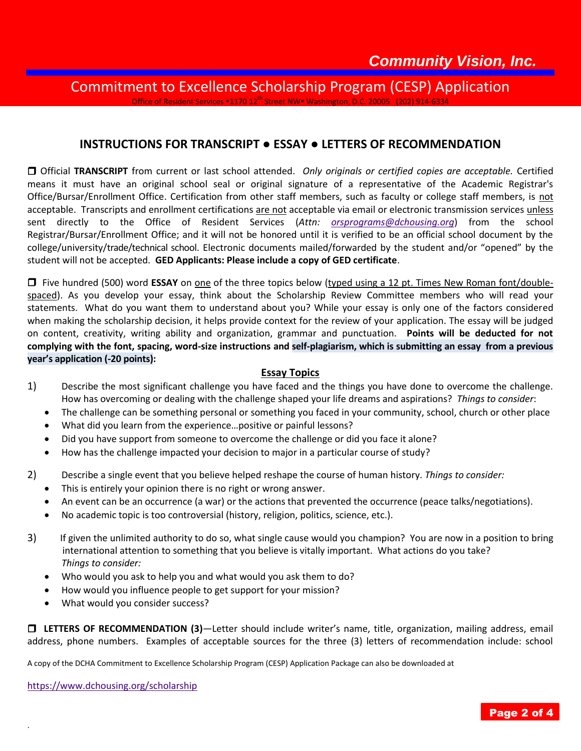Community Vision, Inc.

# Commitment to Excellence Scholarship Program (CESP) Application

Office of Resident Services •1170 12th Street NW• Washington, D.C. 20005 (202) 914-6334

## INSTRUCTIONS FOR TRANSCRIPT ● ESSAY ● LETTERS OF RECOMMENDATION

❒ Official **TRANSCRIPT** from current or last school attended. *Only originals or certified copies are acceptable.* Certified means it must have an original school seal or original signature of a representative of the Academic Registrar's Office/Bursar/Enrollment Office. Certification from other staff members, such as faculty or college staff members, is not acceptable. Transcripts and enrollment certifications are not acceptable via email or electronic transmission services unless sent directly to the Office of Resident Services (*Attn: orsprograms@dchousing.org*) from the school Registrar/Bursar/Enrollment Office; and it will not be honored until it is verified to be an official school document by the college/university/trade/technical school. Electronic documents mailed/forwarded by the student and/or "opened" by the student will not be accepted. **GED Applicants: Please include a copy of GED certificate**.

❒ Five hundred (500) word **ESSAY** on one of the three topics below (typed using a 12 pt. Times New Roman font/double-spaced). As you develop your essay, think about the Scholarship Review Committee members who will read your statements. What do you want them to understand about you? While your essay is only one of the factors considered when making the scholarship decision, it helps provide context for the review of your application. The essay will be judged on content, creativity, writing ability and organization, grammar and punctuation. **Points will be deducted for not complying with the font, spacing, word-size instructions and self-plagiarism, which is submitting an essay from a previous year's application (-20 points):**

### Essay Topics

1) Describe the most significant challenge you have faced and the things you have done to overcome the challenge. How has overcoming or dealing with the challenge shaped your life dreams and aspirations? *Things to consider*:
   - The challenge can be something personal or something you faced in your community, school, church or other place
   - What did you learn from the experience…positive or painful lessons?
   - Did you have support from someone to overcome the challenge or did you face it alone?
   - How has the challenge impacted your decision to major in a particular course of study?

2) Describe a single event that you believe helped reshape the course of human history. *Things to consider:*
   - This is entirely your opinion there is no right or wrong answer.
   - An event can be an occurrence (a war) or the actions that prevented the occurrence (peace talks/negotiations).
   - No academic topic is too controversial (history, religion, politics, science, etc.).

3) If given the unlimited authority to do so, what single cause would you champion? You are now in a position to bring international attention to something that you believe is vitally important. What actions do you take? *Things to consider:*
   - Who would you ask to help you and what would you ask them to do?
   - How would you influence people to get support for your mission?
   - What would you consider success?

❒ **LETTERS OF RECOMMENDATION (3)**—Letter should include writer's name, title, organization, mailing address, email address, phone numbers. Examples of acceptable sources for the three (3) letters of recommendation include: school

A copy of the DCHA Commitment to Excellence Scholarship Program (CESP) Application Package can also be downloaded at

https://www.dchousing.org/scholarship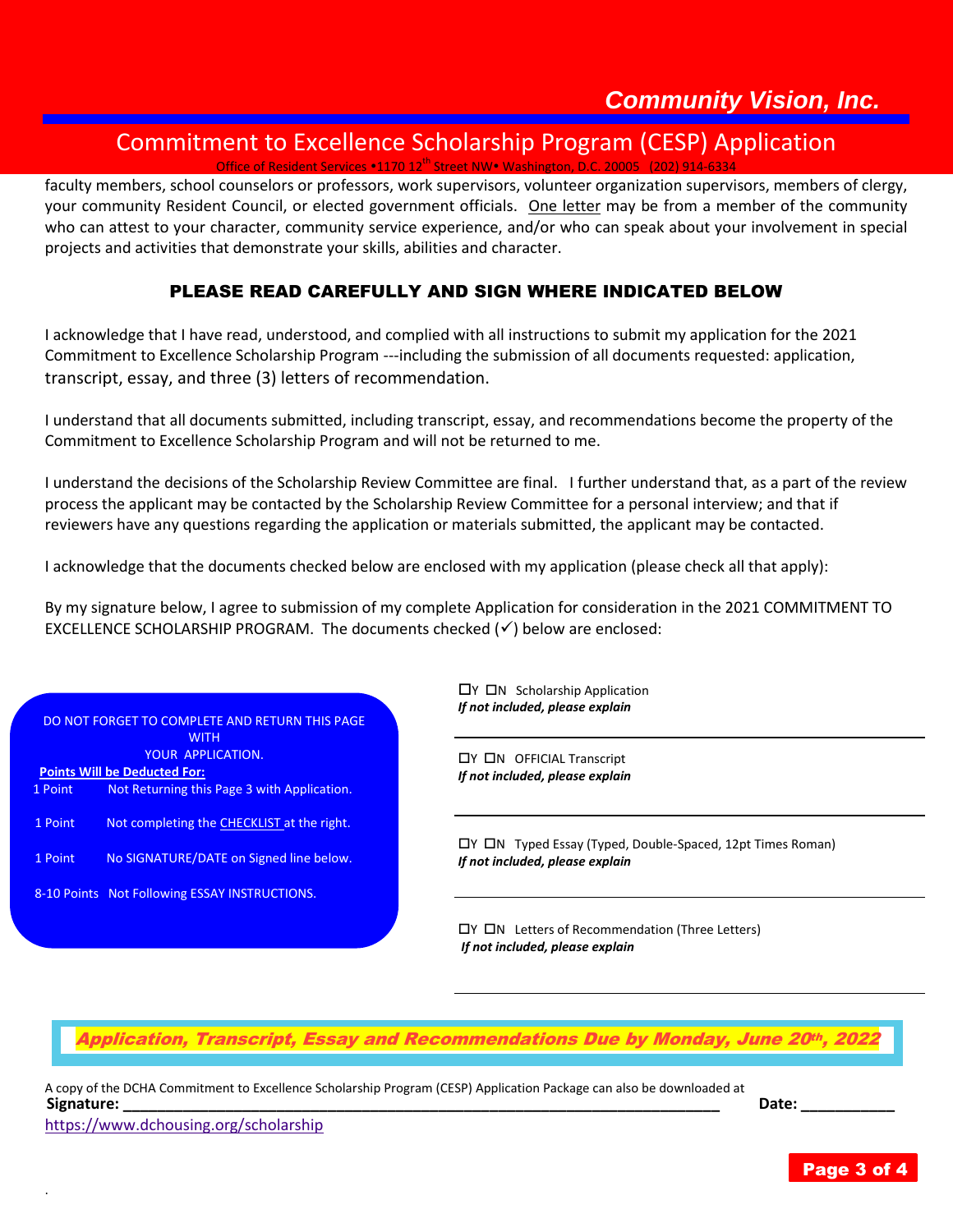faculty members, school counselors or professors, work supervisors, volunteer organization supervisors, members of clergy, your community Resident Council, or elected government officials. One letter may be from a member of the community who can attest to your character, community service experience, and/or who can speak about your involvement in special projects and activities that demonstrate your skills, abilities and character.

### PLEASE READ CAREFULLY AND SIGN WHERE INDICATED BELOW

I acknowledge that I have read, understood, and complied with all instructions to submit my application for the 2021 Commitment to Excellence Scholarship Program ---including the submission of all documents requested: application, transcript, essay, and three (3) letters of recommendation.

I understand that all documents submitted, including transcript, essay, and recommendations become the property of the Commitment to Excellence Scholarship Program and will not be returned to me.

I understand the decisions of the Scholarship Review Committee are final. I further understand that, as a part of the review process the applicant may be contacted by the Scholarship Review Committee for a personal interview; and that if reviewers have any questions regarding the application or materials submitted, the applicant may be contacted.

I acknowledge that the documents checked below are enclosed with my application (please check all that apply):

By my signature below, I agree to submission of my complete Application for consideration in the 2021 COMMITMENT TO EXCELLENCE SCHOLARSHIP PROGRAM. The documents checked (✓) below are enclosed:

DO NOT FORGET TO COMPLETE AND RETURN THIS PAGE WITH YOUR APPLICATION.

**Points Will be Deducted For:**

| | |
|---|---|
| 1 Point | Not Returning this Page 3 with Application. |
| 1 Point | Not completing the CHECKLIST at the right. |
| 1 Point | No SIGNATURE/DATE on Signed line below. |
| 8-10 Points | Not Following ESSAY INSTRUCTIONS. |

☐Y ☐N Scholarship Application
*If not included, please explain*

_______________________________________________

☐Y ☐N OFFICIAL Transcript
*If not included, please explain*

_______________________________________________

☐Y ☐N Typed Essay (Typed, Double-Spaced, 12pt Times Roman)
*If not included, please explain*

_______________________________________________

☐Y ☐N Letters of Recommendation (Three Letters)
*If not included, please explain*

_______________________________________________

***Application, Transcript, Essay and Recommendations Due by Monday, June 20th, 2022***

A copy of the DCHA Commitment to Excellence Scholarship Program (CESP) Application Package can also be downloaded at https://www.dchousing.org/scholarship

**Signature:** ___________________________________________ **Date:** ___________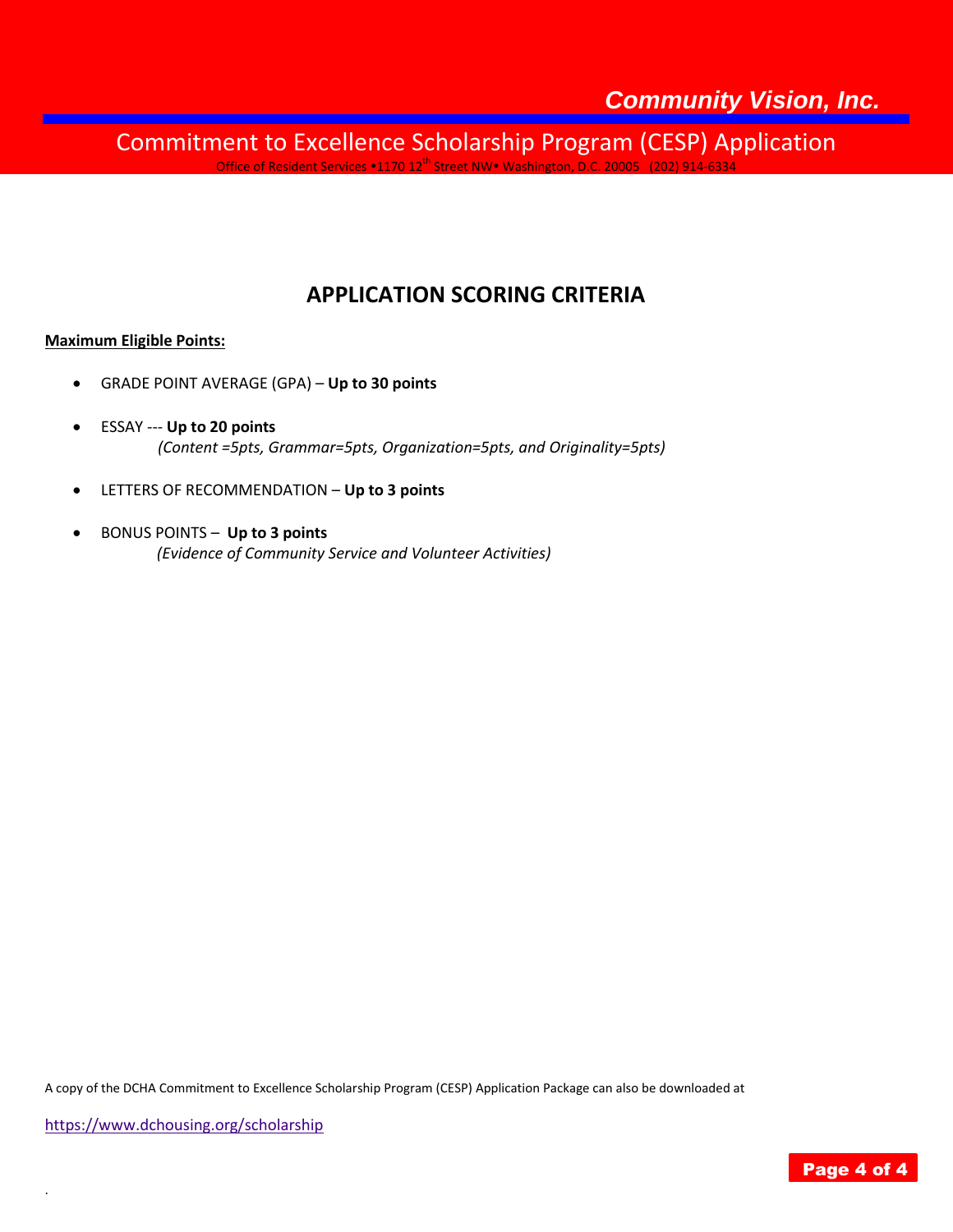# APPLICATION SCORING CRITERIA

**Maximum Eligible Points:**

- GRADE POINT AVERAGE (GPA) – **Up to 30 points**
- ESSAY --- **Up to 20 points**
  *(Content =5pts, Grammar=5pts, Organization=5pts, and Originality=5pts)*
- LETTERS OF RECOMMENDATION – **Up to 3 points**
- BONUS POINTS – **Up to 3 points**
  *(Evidence of Community Service and Volunteer Activities)*

A copy of the DCHA Commitment to Excellence Scholarship Program (CESP) Application Package can also be downloaded at

https://www.dchousing.org/scholarship